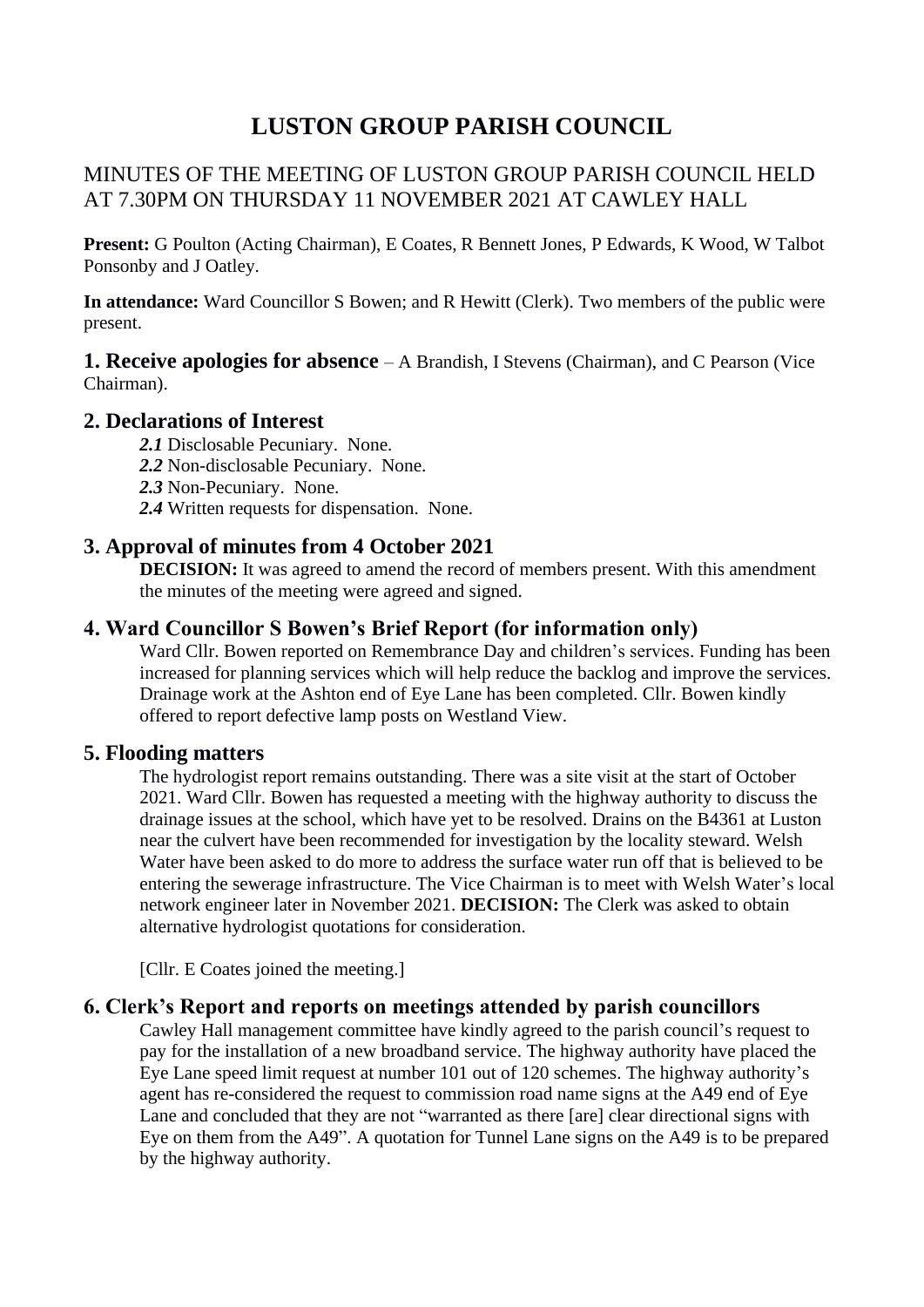# LUSTON GROUP PARISH COUNCIL

MINUTES OF THE MEETING OF LUSTON GROUP PARISH COUNCIL HELD AT 7.30PM ON THURSDAY 11 NOVEMBER 2021 AT CAWLEY HALL

**Present:** G Poulton (Acting Chairman), E Coates, R Bennett Jones, P Edwards, K Wood, W Talbot Ponsonby and J Oatley.

**In attendance:** Ward Councillor S Bowen; and R Hewitt (Clerk). Two members of the public were present.

## 1. Receive apologies for absence

A Brandish, I Stevens (Chairman), and C Pearson (Vice Chairman).

## 2. Declarations of Interest

*2.1* Disclosable Pecuniary. None.
*2.2* Non-disclosable Pecuniary. None.
*2.3* Non-Pecuniary. None.
*2.4* Written requests for dispensation. None.

## 3. Approval of minutes from 4 October 2021

**DECISION:** It was agreed to amend the record of members present. With this amendment the minutes of the meeting were agreed and signed.

## 4. Ward Councillor S Bowen's Brief Report (for information only)

Ward Cllr. Bowen reported on Remembrance Day and children's services. Funding has been increased for planning services which will help reduce the backlog and improve the services. Drainage work at the Ashton end of Eye Lane has been completed. Cllr. Bowen kindly offered to report defective lamp posts on Westland View.

## 5. Flooding matters

The hydrologist report remains outstanding. There was a site visit at the start of October 2021. Ward Cllr. Bowen has requested a meeting with the highway authority to discuss the drainage issues at the school, which have yet to be resolved. Drains on the B4361 at Luston near the culvert have been recommended for investigation by the locality steward. Welsh Water have been asked to do more to address the surface water run off that is believed to be entering the sewerage infrastructure. The Vice Chairman is to meet with Welsh Water's local network engineer later in November 2021. **DECISION:** The Clerk was asked to obtain alternative hydrologist quotations for consideration.

[Cllr. E Coates joined the meeting.]

## 6. Clerk's Report and reports on meetings attended by parish councillors

Cawley Hall management committee have kindly agreed to the parish council's request to pay for the installation of a new broadband service. The highway authority have placed the Eye Lane speed limit request at number 101 out of 120 schemes. The highway authority's agent has re-considered the request to commission road name signs at the A49 end of Eye Lane and concluded that they are not "warranted as there [are] clear directional signs with Eye on them from the A49". A quotation for Tunnel Lane signs on the A49 is to be prepared by the highway authority.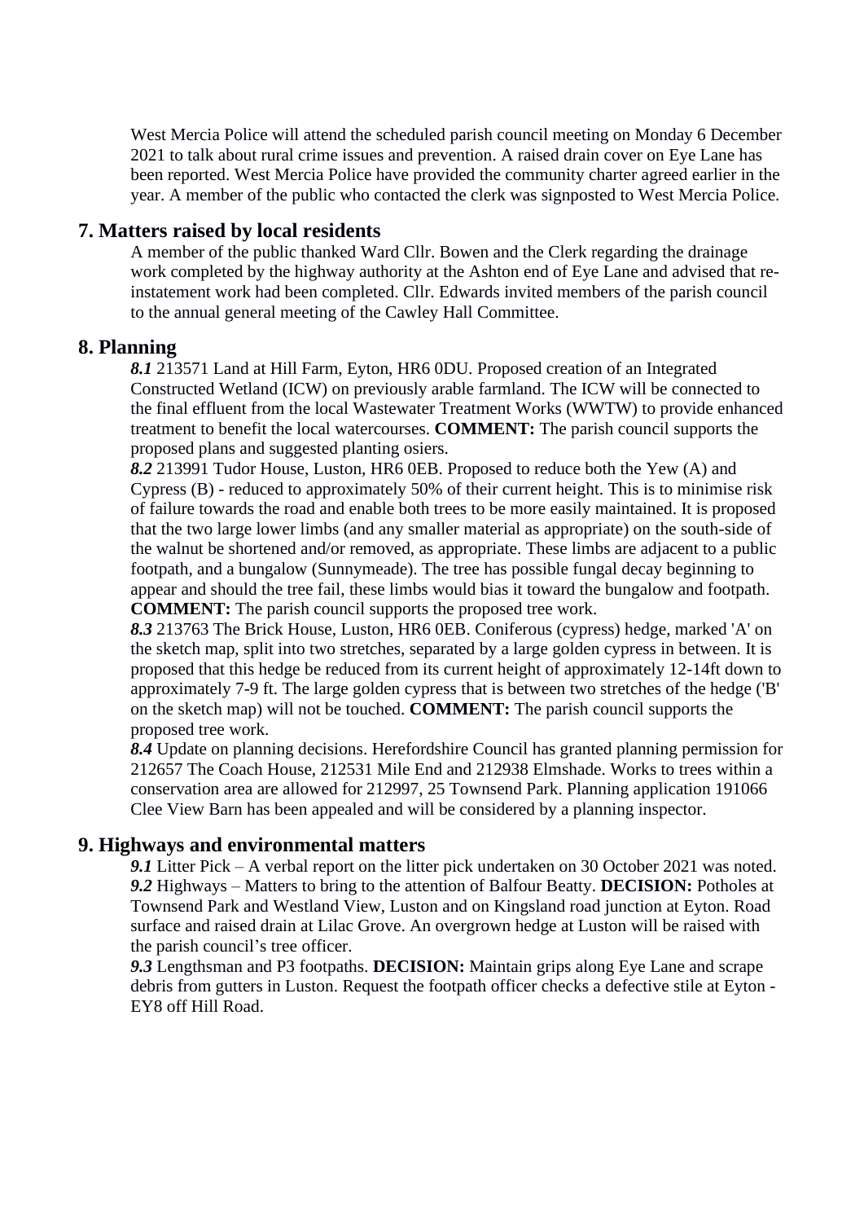West Mercia Police will attend the scheduled parish council meeting on Monday 6 December 2021 to talk about rural crime issues and prevention. A raised drain cover on Eye Lane has been reported. West Mercia Police have provided the community charter agreed earlier in the year. A member of the public who contacted the clerk was signposted to West Mercia Police.

## 7. Matters raised by local residents

A member of the public thanked Ward Cllr. Bowen and the Clerk regarding the drainage work completed by the highway authority at the Ashton end of Eye Lane and advised that re-instatement work had been completed. Cllr. Edwards invited members of the parish council to the annual general meeting of the Cawley Hall Committee.

## 8. Planning

***8.1*** 213571 Land at Hill Farm, Eyton, HR6 0DU. Proposed creation of an Integrated Constructed Wetland (ICW) on previously arable farmland. The ICW will be connected to the final effluent from the local Wastewater Treatment Works (WWTW) to provide enhanced treatment to benefit the local watercourses. **COMMENT:** The parish council supports the proposed plans and suggested planting osiers.

***8.2*** 213991 Tudor House, Luston, HR6 0EB. Proposed to reduce both the Yew (A) and Cypress (B) - reduced to approximately 50% of their current height. This is to minimise risk of failure towards the road and enable both trees to be more easily maintained. It is proposed that the two large lower limbs (and any smaller material as appropriate) on the south-side of the walnut be shortened and/or removed, as appropriate. These limbs are adjacent to a public footpath, and a bungalow (Sunnymeade). The tree has possible fungal decay beginning to appear and should the tree fail, these limbs would bias it toward the bungalow and footpath. **COMMENT:** The parish council supports the proposed tree work.

***8.3*** 213763 The Brick House, Luston, HR6 0EB. Coniferous (cypress) hedge, marked 'A' on the sketch map, split into two stretches, separated by a large golden cypress in between. It is proposed that this hedge be reduced from its current height of approximately 12-14ft down to approximately 7-9 ft. The large golden cypress that is between two stretches of the hedge ('B' on the sketch map) will not be touched. **COMMENT:** The parish council supports the proposed tree work.

***8.4*** Update on planning decisions. Herefordshire Council has granted planning permission for 212657 The Coach House, 212531 Mile End and 212938 Elmshade. Works to trees within a conservation area are allowed for 212997, 25 Townsend Park. Planning application 191066 Clee View Barn has been appealed and will be considered by a planning inspector.

## 9. Highways and environmental matters

***9.1*** Litter Pick – A verbal report on the litter pick undertaken on 30 October 2021 was noted.

***9.2*** Highways – Matters to bring to the attention of Balfour Beatty. **DECISION:** Potholes at Townsend Park and Westland View, Luston and on Kingsland road junction at Eyton. Road surface and raised drain at Lilac Grove. An overgrown hedge at Luston will be raised with the parish council's tree officer.

***9.3*** Lengthsman and P3 footpaths. **DECISION:** Maintain grips along Eye Lane and scrape debris from gutters in Luston. Request the footpath officer checks a defective stile at Eyton - EY8 off Hill Road.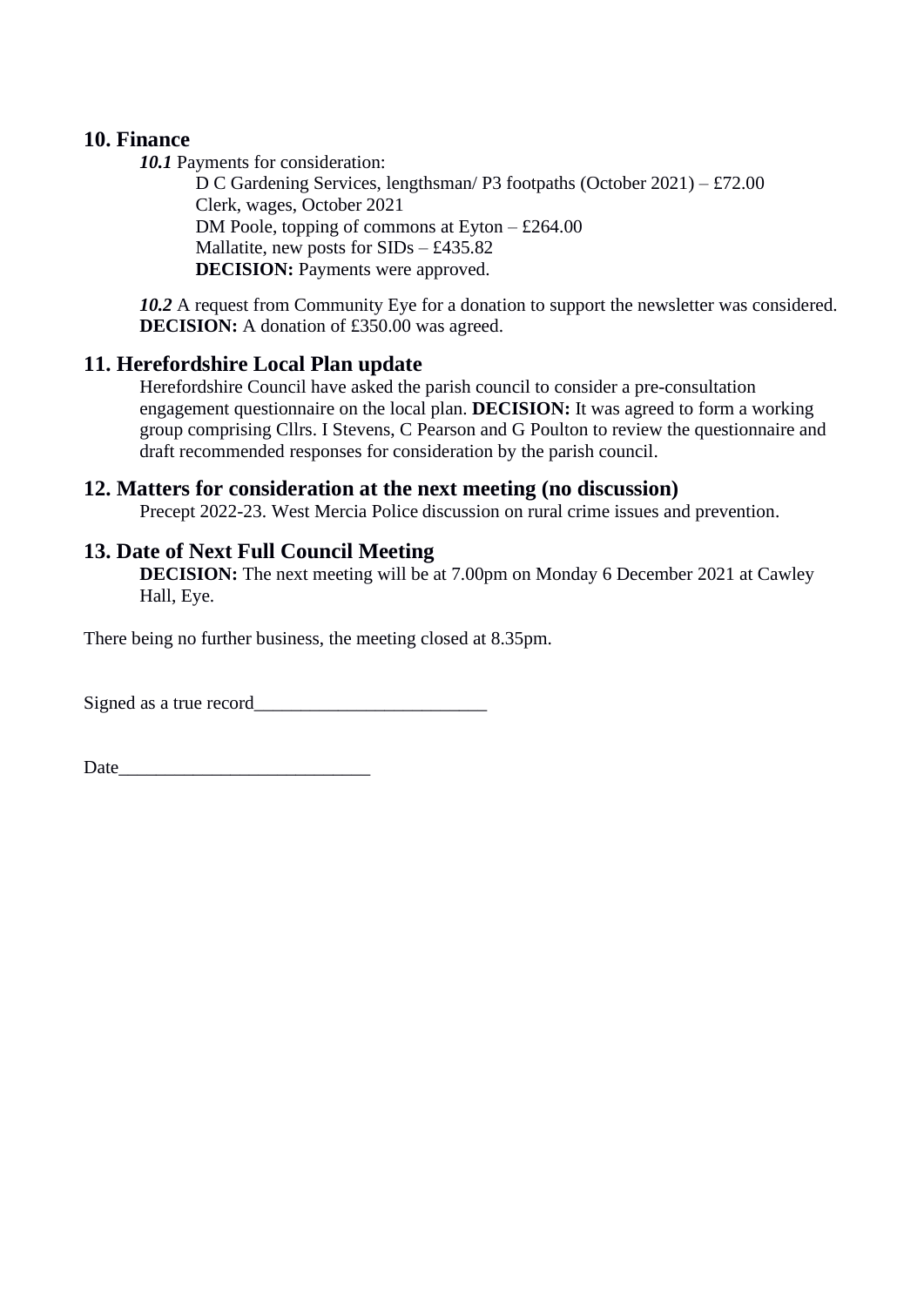## 10. Finance

***10.1*** Payments for consideration:

D C Gardening Services, lengthsman/ P3 footpaths (October 2021) – £72.00
Clerk, wages, October 2021
DM Poole, topping of commons at Eyton – £264.00
Mallatite, new posts for SIDs – £435.82
**DECISION:** Payments were approved.

***10.2*** A request from Community Eye for a donation to support the newsletter was considered. **DECISION:** A donation of £350.00 was agreed.

## 11. Herefordshire Local Plan update

Herefordshire Council have asked the parish council to consider a pre-consultation engagement questionnaire on the local plan. **DECISION:** It was agreed to form a working group comprising Cllrs. I Stevens, C Pearson and G Poulton to review the questionnaire and draft recommended responses for consideration by the parish council.

## 12. Matters for consideration at the next meeting (no discussion)

Precept 2022-23. West Mercia Police discussion on rural crime issues and prevention.

## 13. Date of Next Full Council Meeting

**DECISION:** The next meeting will be at 7.00pm on Monday 6 December 2021 at Cawley Hall, Eye.

There being no further business, the meeting closed at 8.35pm.

Signed as a true record_________________________

Date___________________________